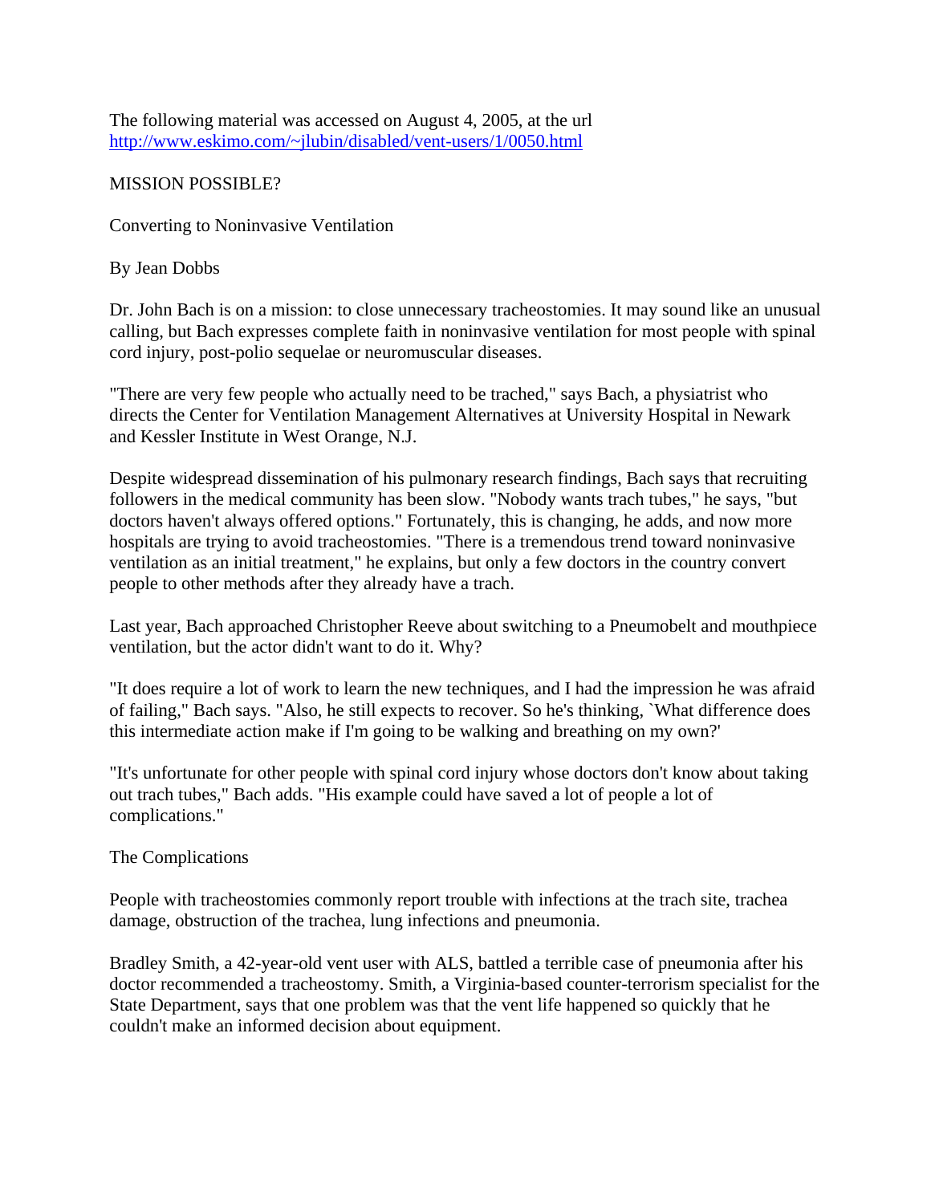The following material was accessed on August 4, 2005, at the url http://www.eskimo.com/~jlubin/disabled/vent-users/1/0050.html

# MISSION POSSIBLE?

## Converting to Noninvasive Ventilation

By Jean Dobbs

Dr. John Bach is on a mission: to close unnecessary tracheostomies. It may sound like an unusual calling, but Bach expresses complete faith in noninvasive ventilation for most people with spinal cord injury, post-polio sequelae or neuromuscular diseases.

"There are very few people who actually need to be trached," says Bach, a physiatrist who directs the Center for Ventilation Management Alternatives at University Hospital in Newark and Kessler Institute in West Orange, N.J.

Despite widespread dissemination of his pulmonary research findings, Bach says that recruiting followers in the medical community has been slow. "Nobody wants trach tubes," he says, "but doctors haven't always offered options." Fortunately, this is changing, he adds, and now more hospitals are trying to avoid tracheostomies. "There is a tremendous trend toward noninvasive ventilation as an initial treatment," he explains, but only a few doctors in the country convert people to other methods after they already have a trach.

Last year, Bach approached Christopher Reeve about switching to a Pneumobelt and mouthpiece ventilation, but the actor didn't want to do it. Why?

"It does require a lot of work to learn the new techniques, and I had the impression he was afraid of failing," Bach says. "Also, he still expects to recover. So he's thinking, `What difference does this intermediate action make if I'm going to be walking and breathing on my own?'

"It's unfortunate for other people with spinal cord injury whose doctors don't know about taking out trach tubes," Bach adds. "His example could have saved a lot of people a lot of complications."

## The Complications

People with tracheostomies commonly report trouble with infections at the trach site, trachea damage, obstruction of the trachea, lung infections and pneumonia.

Bradley Smith, a 42-year-old vent user with ALS, battled a terrible case of pneumonia after his doctor recommended a tracheostomy. Smith, a Virginia-based counter-terrorism specialist for the State Department, says that one problem was that the vent life happened so quickly that he couldn't make an informed decision about equipment.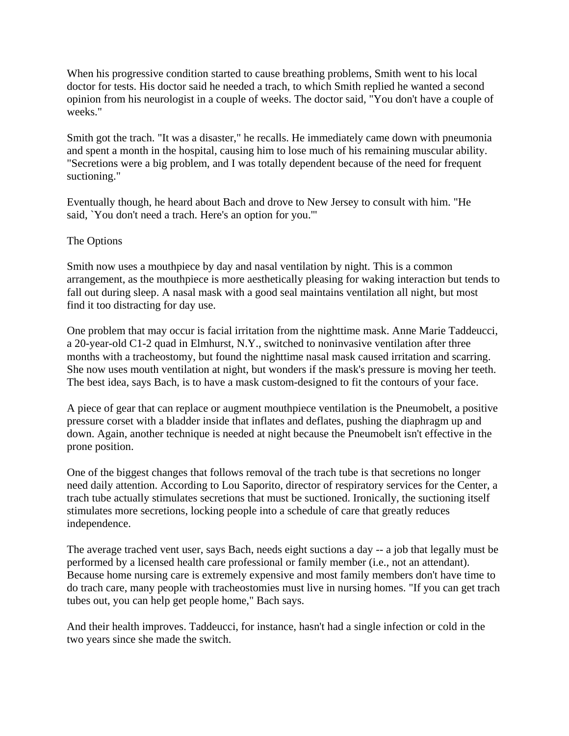When his progressive condition started to cause breathing problems, Smith went to his local doctor for tests. His doctor said he needed a trach, to which Smith replied he wanted a second opinion from his neurologist in a couple of weeks. The doctor said, "You don't have a couple of weeks."

Smith got the trach. "It was a disaster," he recalls. He immediately came down with pneumonia and spent a month in the hospital, causing him to lose much of his remaining muscular ability. "Secretions were a big problem, and I was totally dependent because of the need for frequent suctioning."

Eventually though, he heard about Bach and drove to New Jersey to consult with him. "He said, `You don't need a trach. Here's an option for you.'"

## The Options

Smith now uses a mouthpiece by day and nasal ventilation by night. This is a common arrangement, as the mouthpiece is more aesthetically pleasing for waking interaction but tends to fall out during sleep. A nasal mask with a good seal maintains ventilation all night, but most find it too distracting for day use.

One problem that may occur is facial irritation from the nighttime mask. Anne Marie Taddeucci, a 20-year-old C1-2 quad in Elmhurst, N.Y., switched to noninvasive ventilation after three months with a tracheostomy, but found the nighttime nasal mask caused irritation and scarring. She now uses mouth ventilation at night, but wonders if the mask's pressure is moving her teeth. The best idea, says Bach, is to have a mask custom-designed to fit the contours of your face.

A piece of gear that can replace or augment mouthpiece ventilation is the Pneumobelt, a positive pressure corset with a bladder inside that inflates and deflates, pushing the diaphragm up and down. Again, another technique is needed at night because the Pneumobelt isn't effective in the prone position.

One of the biggest changes that follows removal of the trach tube is that secretions no longer need daily attention. According to Lou Saporito, director of respiratory services for the Center, a trach tube actually stimulates secretions that must be suctioned. Ironically, the suctioning itself stimulates more secretions, locking people into a schedule of care that greatly reduces independence.

The average trached vent user, says Bach, needs eight suctions a day -- a job that legally must be performed by a licensed health care professional or family member (i.e., not an attendant). Because home nursing care is extremely expensive and most family members don't have time to do trach care, many people with tracheostomies must live in nursing homes. "If you can get trach tubes out, you can help get people home," Bach says.

And their health improves. Taddeucci, for instance, hasn't had a single infection or cold in the two years since she made the switch.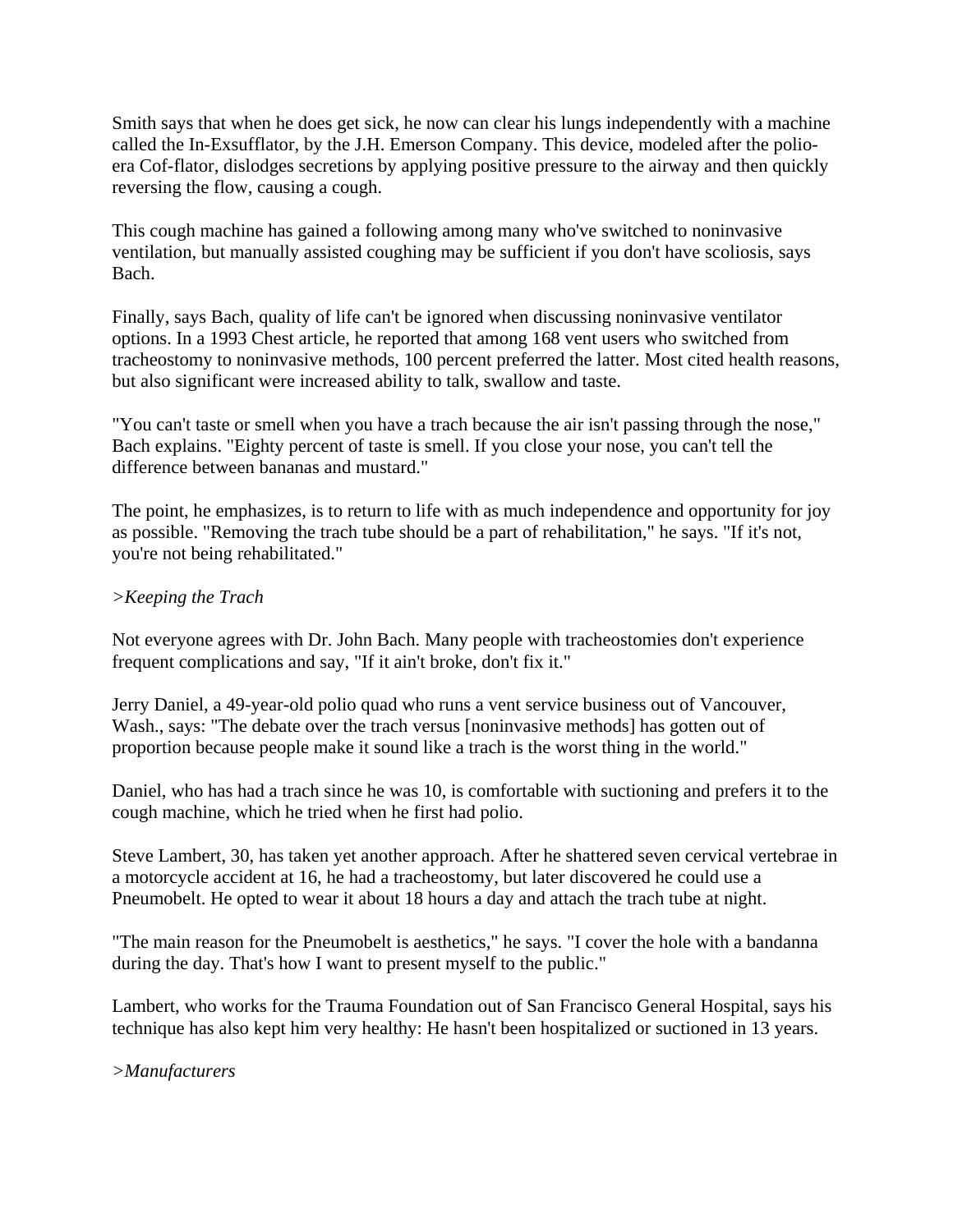Smith says that when he does get sick, he now can clear his lungs independently with a machine called the In-Exsufflator, by the J.H. Emerson Company. This device, modeled after the polio-era Cof-flator, dislodges secretions by applying positive pressure to the airway and then quickly reversing the flow, causing a cough.

This cough machine has gained a following among many who've switched to noninvasive ventilation, but manually assisted coughing may be sufficient if you don't have scoliosis, says Bach.

Finally, says Bach, quality of life can't be ignored when discussing noninvasive ventilator options. In a 1993 Chest article, he reported that among 168 vent users who switched from tracheostomy to noninvasive methods, 100 percent preferred the latter. Most cited health reasons, but also significant were increased ability to talk, swallow and taste.

"You can't taste or smell when you have a trach because the air isn't passing through the nose," Bach explains. "Eighty percent of taste is smell. If you close your nose, you can't tell the difference between bananas and mustard."

The point, he emphasizes, is to return to life with as much independence and opportunity for joy as possible. "Removing the trach tube should be a part of rehabilitation," he says. "If it's not, you're not being rehabilitated."

*>Keeping the Trach*

Not everyone agrees with Dr. John Bach. Many people with tracheostomies don't experience frequent complications and say, "If it ain't broke, don't fix it."

Jerry Daniel, a 49-year-old polio quad who runs a vent service business out of Vancouver, Wash., says: "The debate over the trach versus [noninvasive methods] has gotten out of proportion because people make it sound like a trach is the worst thing in the world."

Daniel, who has had a trach since he was 10, is comfortable with suctioning and prefers it to the cough machine, which he tried when he first had polio.

Steve Lambert, 30, has taken yet another approach. After he shattered seven cervical vertebrae in a motorcycle accident at 16, he had a tracheostomy, but later discovered he could use a Pneumobelt. He opted to wear it about 18 hours a day and attach the trach tube at night.

"The main reason for the Pneumobelt is aesthetics," he says. "I cover the hole with a bandanna during the day. That's how I want to present myself to the public."

Lambert, who works for the Trauma Foundation out of San Francisco General Hospital, says his technique has also kept him very healthy: He hasn't been hospitalized or suctioned in 13 years.

*>Manufacturers*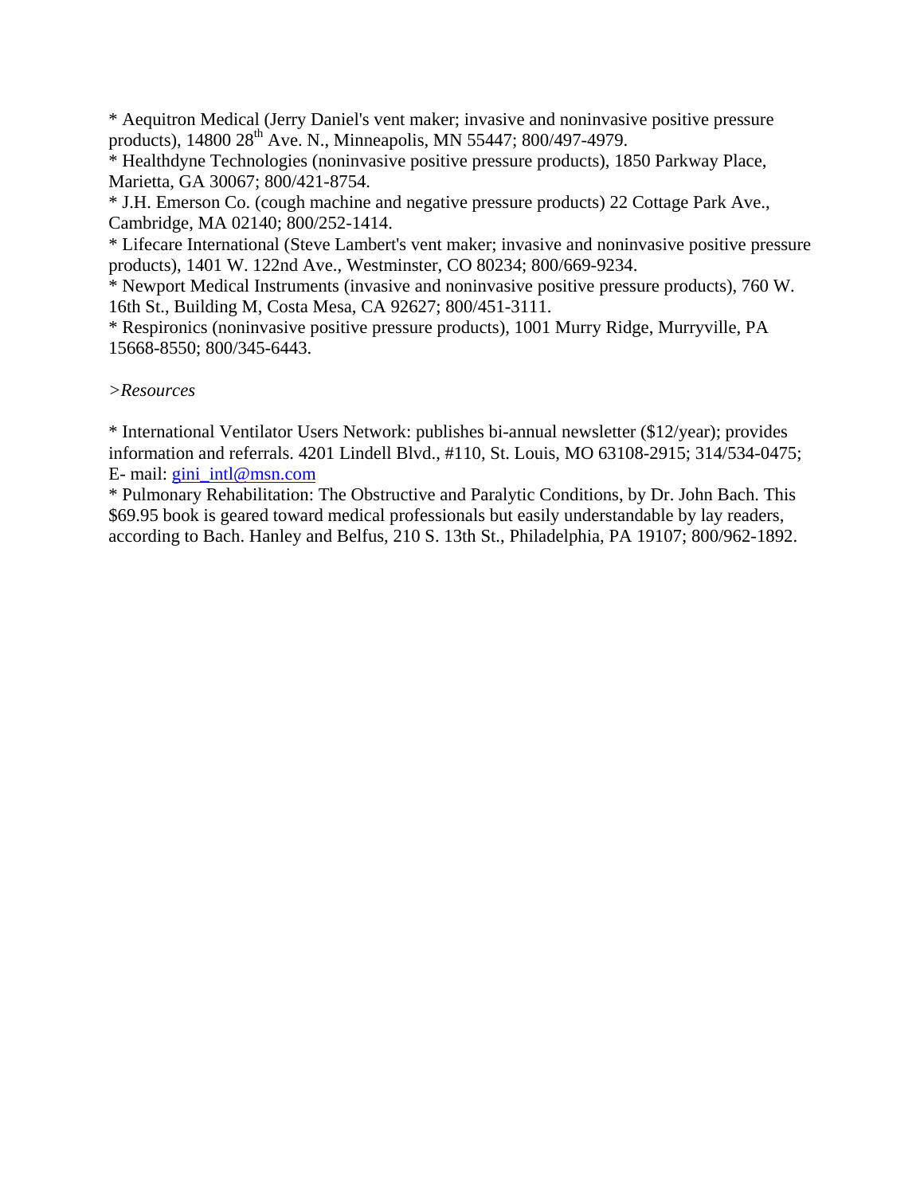* Aequitron Medical (Jerry Daniel's vent maker; invasive and noninvasive positive pressure products), 14800 28th Ave. N., Minneapolis, MN 55447; 800/497-4979.
* Healthdyne Technologies (noninvasive positive pressure products), 1850 Parkway Place, Marietta, GA 30067; 800/421-8754.
* J.H. Emerson Co. (cough machine and negative pressure products) 22 Cottage Park Ave., Cambridge, MA 02140; 800/252-1414.
* Lifecare International (Steve Lambert's vent maker; invasive and noninvasive positive pressure products), 1401 W. 122nd Ave., Westminster, CO 80234; 800/669-9234.
* Newport Medical Instruments (invasive and noninvasive positive pressure products), 760 W. 16th St., Building M, Costa Mesa, CA 92627; 800/451-3111.
* Respironics (noninvasive positive pressure products), 1001 Murry Ridge, Murryville, PA 15668-8550; 800/345-6443.

*>Resources*

* International Ventilator Users Network: publishes bi-annual newsletter ($12/year); provides information and referrals. 4201 Lindell Blvd., #110, St. Louis, MO 63108-2915; 314/534-0475; E- mail: gini_intl@msn.com
* Pulmonary Rehabilitation: The Obstructive and Paralytic Conditions, by Dr. John Bach. This $69.95 book is geared toward medical professionals but easily understandable by lay readers, according to Bach. Hanley and Belfus, 210 S. 13th St., Philadelphia, PA 19107; 800/962-1892.